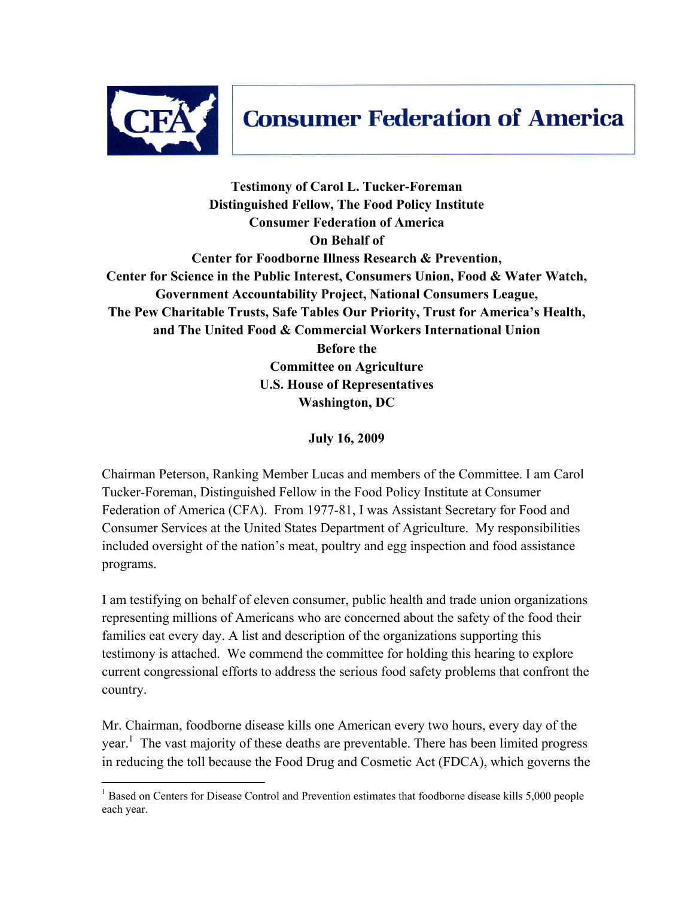# Consumer Federation of America

**Testimony of Carol L. Tucker-Foreman**
**Distinguished Fellow, The Food Policy Institute**
**Consumer Federation of America**
**On Behalf of**
**Center for Foodborne Illness Research & Prevention,**
**Center for Science in the Public Interest, Consumers Union, Food & Water Watch,**
**Government Accountability Project, National Consumers League,**
**The Pew Charitable Trusts, Safe Tables Our Priority, Trust for America's Health,**
**and The United Food & Commercial Workers International Union**
**Before the**
**Committee on Agriculture**
**U.S. House of Representatives**
**Washington, DC**

**July 16, 2009**

Chairman Peterson, Ranking Member Lucas and members of the Committee. I am Carol Tucker-Foreman, Distinguished Fellow in the Food Policy Institute at Consumer Federation of America (CFA). From 1977-81, I was Assistant Secretary for Food and Consumer Services at the United States Department of Agriculture. My responsibilities included oversight of the nation's meat, poultry and egg inspection and food assistance programs.

I am testifying on behalf of eleven consumer, public health and trade union organizations representing millions of Americans who are concerned about the safety of the food their families eat every day. A list and description of the organizations supporting this testimony is attached. We commend the committee for holding this hearing to explore current congressional efforts to address the serious food safety problems that confront the country.

Mr. Chairman, foodborne disease kills one American every two hours, every day of the year.[1] The vast majority of these deaths are preventable. There has been limited progress in reducing the toll because the Food Drug and Cosmetic Act (FDCA), which governs the

---

[1] Based on Centers for Disease Control and Prevention estimates that foodborne disease kills 5,000 people each year.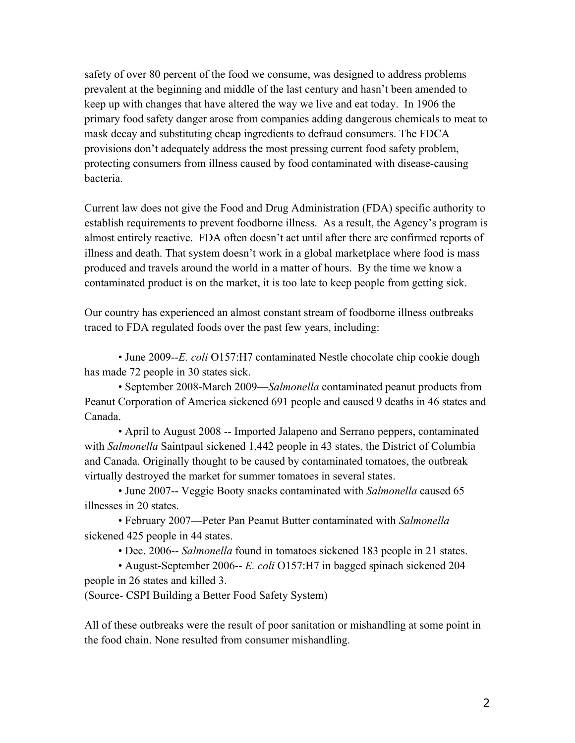safety of over 80 percent of the food we consume, was designed to address problems prevalent at the beginning and middle of the last century and hasn't been amended to keep up with changes that have altered the way we live and eat today. In 1906 the primary food safety danger arose from companies adding dangerous chemicals to meat to mask decay and substituting cheap ingredients to defraud consumers. The FDCA provisions don't adequately address the most pressing current food safety problem, protecting consumers from illness caused by food contaminated with disease-causing bacteria.

Current law does not give the Food and Drug Administration (FDA) specific authority to establish requirements to prevent foodborne illness. As a result, the Agency's program is almost entirely reactive. FDA often doesn't act until after there are confirmed reports of illness and death. That system doesn't work in a global marketplace where food is mass produced and travels around the world in a matter of hours. By the time we know a contaminated product is on the market, it is too late to keep people from getting sick.

Our country has experienced an almost constant stream of foodborne illness outbreaks traced to FDA regulated foods over the past few years, including:

- June 2009--*E. coli* O157:H7 contaminated Nestle chocolate chip cookie dough has made 72 people in 30 states sick.
- September 2008-March 2009—*Salmonella* contaminated peanut products from Peanut Corporation of America sickened 691 people and caused 9 deaths in 46 states and Canada.
- April to August 2008 -- Imported Jalapeno and Serrano peppers, contaminated with *Salmonella* Saintpaul sickened 1,442 people in 43 states, the District of Columbia and Canada. Originally thought to be caused by contaminated tomatoes, the outbreak virtually destroyed the market for summer tomatoes in several states.
- June 2007-- Veggie Booty snacks contaminated with *Salmonella* caused 65 illnesses in 20 states.
- February 2007—Peter Pan Peanut Butter contaminated with *Salmonella* sickened 425 people in 44 states.
- Dec. 2006-- *Salmonella* found in tomatoes sickened 183 people in 21 states.
- August-September 2006-- *E. coli* O157:H7 in bagged spinach sickened 204 people in 26 states and killed 3.

(Source- CSPI Building a Better Food Safety System)

All of these outbreaks were the result of poor sanitation or mishandling at some point in the food chain. None resulted from consumer mishandling.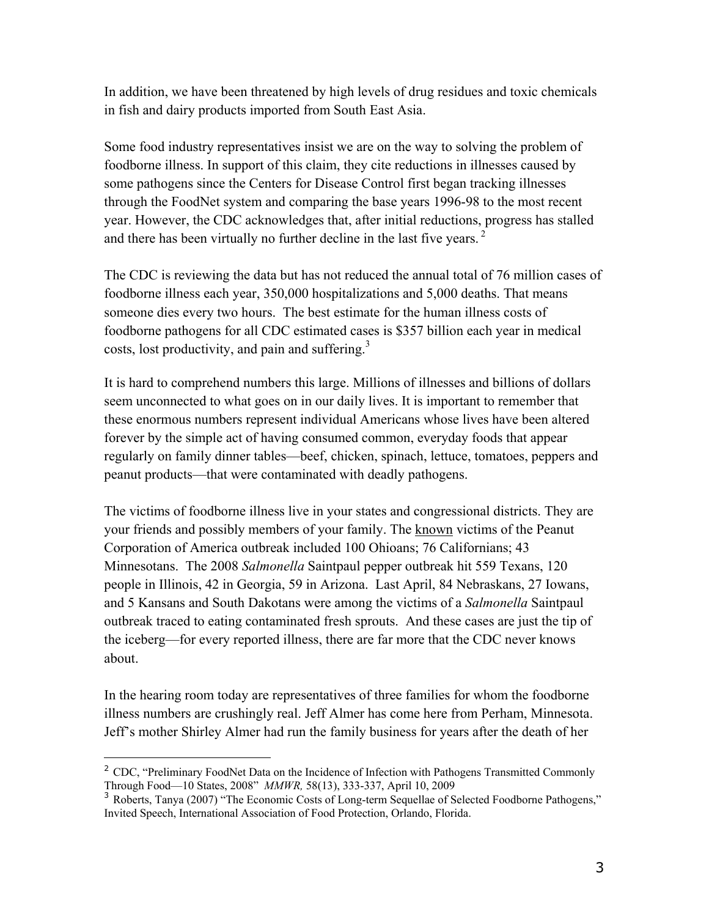In addition, we have been threatened by high levels of drug residues and toxic chemicals in fish and dairy products imported from South East Asia.

Some food industry representatives insist we are on the way to solving the problem of foodborne illness. In support of this claim, they cite reductions in illnesses caused by some pathogens since the Centers for Disease Control first began tracking illnesses through the FoodNet system and comparing the base years 1996-98 to the most recent year. However, the CDC acknowledges that, after initial reductions, progress has stalled and there has been virtually no further decline in the last five years.[2]

The CDC is reviewing the data but has not reduced the annual total of 76 million cases of foodborne illness each year, 350,000 hospitalizations and 5,000 deaths. That means someone dies every two hours. The best estimate for the human illness costs of foodborne pathogens for all CDC estimated cases is $357 billion each year in medical costs, lost productivity, and pain and suffering.[3]

It is hard to comprehend numbers this large. Millions of illnesses and billions of dollars seem unconnected to what goes on in our daily lives. It is important to remember that these enormous numbers represent individual Americans whose lives have been altered forever by the simple act of having consumed common, everyday foods that appear regularly on family dinner tables—beef, chicken, spinach, lettuce, tomatoes, peppers and peanut products—that were contaminated with deadly pathogens.

The victims of foodborne illness live in your states and congressional districts. They are your friends and possibly members of your family. The <u>known</u> victims of the Peanut Corporation of America outbreak included 100 Ohioans; 76 Californians; 43 Minnesotans. The 2008 *Salmonella* Saintpaul pepper outbreak hit 559 Texans, 120 people in Illinois, 42 in Georgia, 59 in Arizona. Last April, 84 Nebraskans, 27 Iowans, and 5 Kansans and South Dakotans were among the victims of a *Salmonella* Saintpaul outbreak traced to eating contaminated fresh sprouts. And these cases are just the tip of the iceberg—for every reported illness, there are far more that the CDC never knows about.

In the hearing room today are representatives of three families for whom the foodborne illness numbers are crushingly real. Jeff Almer has come here from Perham, Minnesota. Jeff's mother Shirley Almer had run the family business for years after the death of her

---

[2] CDC, "Preliminary FoodNet Data on the Incidence of Infection with Pathogens Transmitted Commonly Through Food—10 States, 2008" *MMWR,* 58(13), 333-337, April 10, 2009

[3] Roberts, Tanya (2007) "The Economic Costs of Long-term Sequellae of Selected Foodborne Pathogens," Invited Speech, International Association of Food Protection, Orlando, Florida.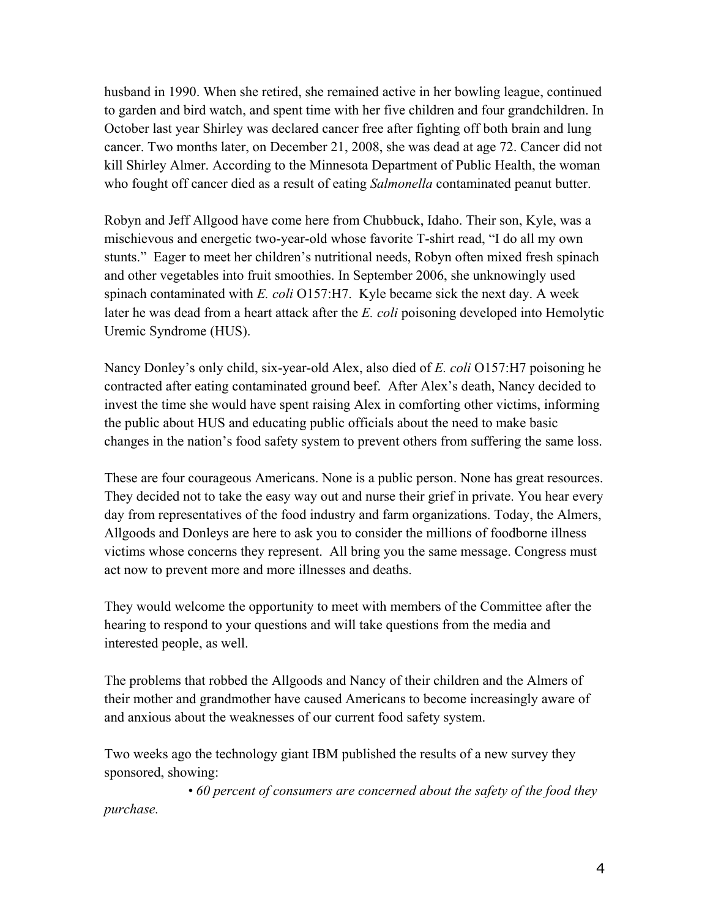husband in 1990. When she retired, she remained active in her bowling league, continued to garden and bird watch, and spent time with her five children and four grandchildren. In October last year Shirley was declared cancer free after fighting off both brain and lung cancer. Two months later, on December 21, 2008, she was dead at age 72. Cancer did not kill Shirley Almer. According to the Minnesota Department of Public Health, the woman who fought off cancer died as a result of eating *Salmonella* contaminated peanut butter.

Robyn and Jeff Allgood have come here from Chubbuck, Idaho. Their son, Kyle, was a mischievous and energetic two-year-old whose favorite T-shirt read, "I do all my own stunts." Eager to meet her children's nutritional needs, Robyn often mixed fresh spinach and other vegetables into fruit smoothies. In September 2006, she unknowingly used spinach contaminated with *E. coli* O157:H7. Kyle became sick the next day. A week later he was dead from a heart attack after the *E. coli* poisoning developed into Hemolytic Uremic Syndrome (HUS).

Nancy Donley's only child, six-year-old Alex, also died of *E. coli* O157:H7 poisoning he contracted after eating contaminated ground beef. After Alex's death, Nancy decided to invest the time she would have spent raising Alex in comforting other victims, informing the public about HUS and educating public officials about the need to make basic changes in the nation's food safety system to prevent others from suffering the same loss.

These are four courageous Americans. None is a public person. None has great resources. They decided not to take the easy way out and nurse their grief in private. You hear every day from representatives of the food industry and farm organizations. Today, the Almers, Allgoods and Donleys are here to ask you to consider the millions of foodborne illness victims whose concerns they represent. All bring you the same message. Congress must act now to prevent more and more illnesses and deaths.

They would welcome the opportunity to meet with members of the Committee after the hearing to respond to your questions and will take questions from the media and interested people, as well.

The problems that robbed the Allgoods and Nancy of their children and the Almers of their mother and grandmother have caused Americans to become increasingly aware of and anxious about the weaknesses of our current food safety system.

Two weeks ago the technology giant IBM published the results of a new survey they sponsored, showing:

- *60 percent of consumers are concerned about the safety of the food they purchase.*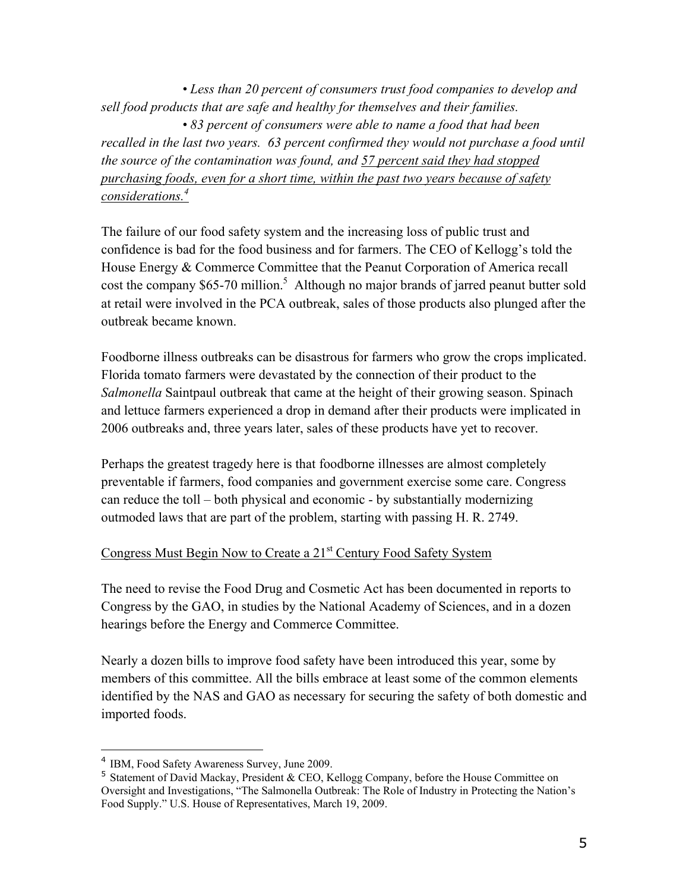- *Less than 20 percent of consumers trust food companies to develop and sell food products that are safe and healthy for themselves and their families.*
- *83 percent of consumers were able to name a food that had been recalled in the last two years. 63 percent confirmed they would not purchase a food until the source of the contamination was found, and <u>57 percent said they had stopped purchasing foods, even for a short time, within the past two years because of safety considerations.</u>*[4]

The failure of our food safety system and the increasing loss of public trust and confidence is bad for the food business and for farmers. The CEO of Kellogg's told the House Energy & Commerce Committee that the Peanut Corporation of America recall cost the company $65-70 million.[5] Although no major brands of jarred peanut butter sold at retail were involved in the PCA outbreak, sales of those products also plunged after the outbreak became known.

Foodborne illness outbreaks can be disastrous for farmers who grow the crops implicated. Florida tomato farmers were devastated by the connection of their product to the *Salmonella* Saintpaul outbreak that came at the height of their growing season. Spinach and lettuce farmers experienced a drop in demand after their products were implicated in 2006 outbreaks and, three years later, sales of these products have yet to recover.

Perhaps the greatest tragedy here is that foodborne illnesses are almost completely preventable if farmers, food companies and government exercise some care. Congress can reduce the toll – both physical and economic - by substantially modernizing outmoded laws that are part of the problem, starting with passing H. R. 2749.

<u>Congress Must Begin Now to Create a 21st Century Food Safety System</u>

The need to revise the Food Drug and Cosmetic Act has been documented in reports to Congress by the GAO, in studies by the National Academy of Sciences, and in a dozen hearings before the Energy and Commerce Committee.

Nearly a dozen bills to improve food safety have been introduced this year, some by members of this committee. All the bills embrace at least some of the common elements identified by the NAS and GAO as necessary for securing the safety of both domestic and imported foods.

---

[4] IBM, Food Safety Awareness Survey, June 2009.

[5] Statement of David Mackay, President & CEO, Kellogg Company, before the House Committee on Oversight and Investigations, "The Salmonella Outbreak: The Role of Industry in Protecting the Nation's Food Supply." U.S. House of Representatives, March 19, 2009.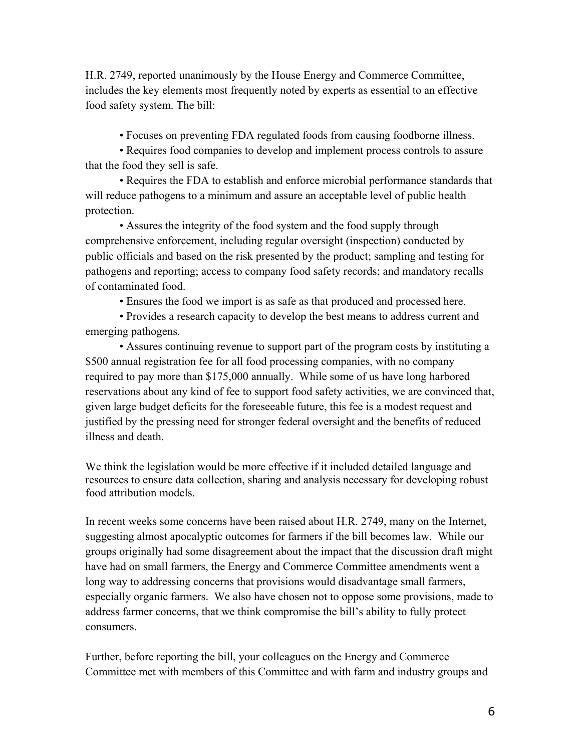H.R. 2749, reported unanimously by the House Energy and Commerce Committee, includes the key elements most frequently noted by experts as essential to an effective food safety system. The bill:

- Focuses on preventing FDA regulated foods from causing foodborne illness.
- Requires food companies to develop and implement process controls to assure that the food they sell is safe.
- Requires the FDA to establish and enforce microbial performance standards that will reduce pathogens to a minimum and assure an acceptable level of public health protection.
- Assures the integrity of the food system and the food supply through comprehensive enforcement, including regular oversight (inspection) conducted by public officials and based on the risk presented by the product; sampling and testing for pathogens and reporting; access to company food safety records; and mandatory recalls of contaminated food.
- Ensures the food we import is as safe as that produced and processed here.
- Provides a research capacity to develop the best means to address current and emerging pathogens.
- Assures continuing revenue to support part of the program costs by instituting a $500 annual registration fee for all food processing companies, with no company required to pay more than $175,000 annually. While some of us have long harbored reservations about any kind of fee to support food safety activities, we are convinced that, given large budget deficits for the foreseeable future, this fee is a modest request and justified by the pressing need for stronger federal oversight and the benefits of reduced illness and death.

We think the legislation would be more effective if it included detailed language and resources to ensure data collection, sharing and analysis necessary for developing robust food attribution models.

In recent weeks some concerns have been raised about H.R. 2749, many on the Internet, suggesting almost apocalyptic outcomes for farmers if the bill becomes law. While our groups originally had some disagreement about the impact that the discussion draft might have had on small farmers, the Energy and Commerce Committee amendments went a long way to addressing concerns that provisions would disadvantage small farmers, especially organic farmers. We also have chosen not to oppose some provisions, made to address farmer concerns, that we think compromise the bill's ability to fully protect consumers.

Further, before reporting the bill, your colleagues on the Energy and Commerce Committee met with members of this Committee and with farm and industry groups and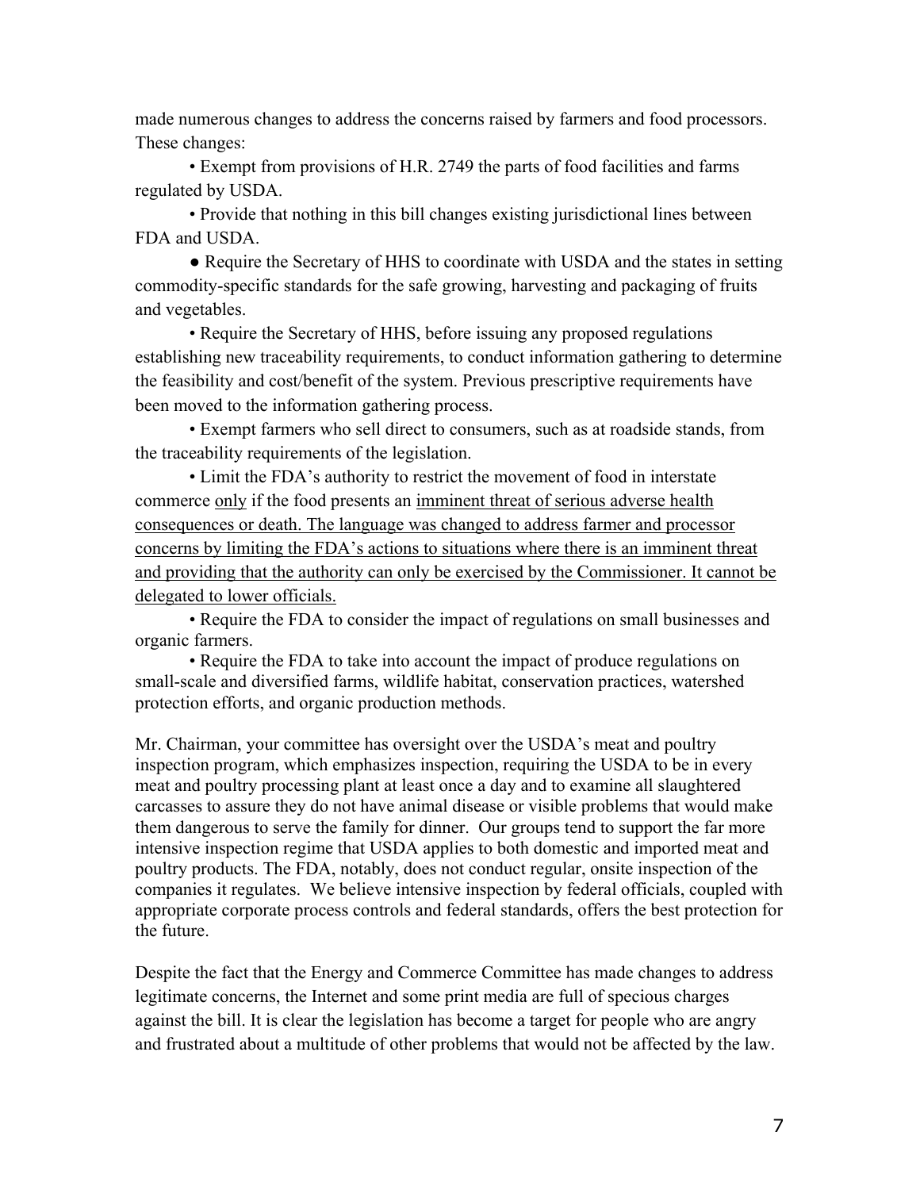made numerous changes to address the concerns raised by farmers and food processors. These changes:

- Exempt from provisions of H.R. 2749 the parts of food facilities and farms regulated by USDA.
- Provide that nothing in this bill changes existing jurisdictional lines between FDA and USDA.
- Require the Secretary of HHS to coordinate with USDA and the states in setting commodity-specific standards for the safe growing, harvesting and packaging of fruits and vegetables.
- Require the Secretary of HHS, before issuing any proposed regulations establishing new traceability requirements, to conduct information gathering to determine the feasibility and cost/benefit of the system. Previous prescriptive requirements have been moved to the information gathering process.
- Exempt farmers who sell direct to consumers, such as at roadside stands, from the traceability requirements of the legislation.
- Limit the FDA's authority to restrict the movement of food in interstate commerce <u>only</u> if the food presents an <u>imminent threat of serious adverse health consequences or death. The language was changed to address farmer and processor concerns by limiting the FDA's actions to situations where there is an imminent threat and providing that the authority can only be exercised by the Commissioner. It cannot be delegated to lower officials.</u>
- Require the FDA to consider the impact of regulations on small businesses and organic farmers.
- Require the FDA to take into account the impact of produce regulations on small-scale and diversified farms, wildlife habitat, conservation practices, watershed protection efforts, and organic production methods.

Mr. Chairman, your committee has oversight over the USDA's meat and poultry inspection program, which emphasizes inspection, requiring the USDA to be in every meat and poultry processing plant at least once a day and to examine all slaughtered carcasses to assure they do not have animal disease or visible problems that would make them dangerous to serve the family for dinner. Our groups tend to support the far more intensive inspection regime that USDA applies to both domestic and imported meat and poultry products. The FDA, notably, does not conduct regular, onsite inspection of the companies it regulates. We believe intensive inspection by federal officials, coupled with appropriate corporate process controls and federal standards, offers the best protection for the future.

Despite the fact that the Energy and Commerce Committee has made changes to address legitimate concerns, the Internet and some print media are full of specious charges against the bill. It is clear the legislation has become a target for people who are angry and frustrated about a multitude of other problems that would not be affected by the law.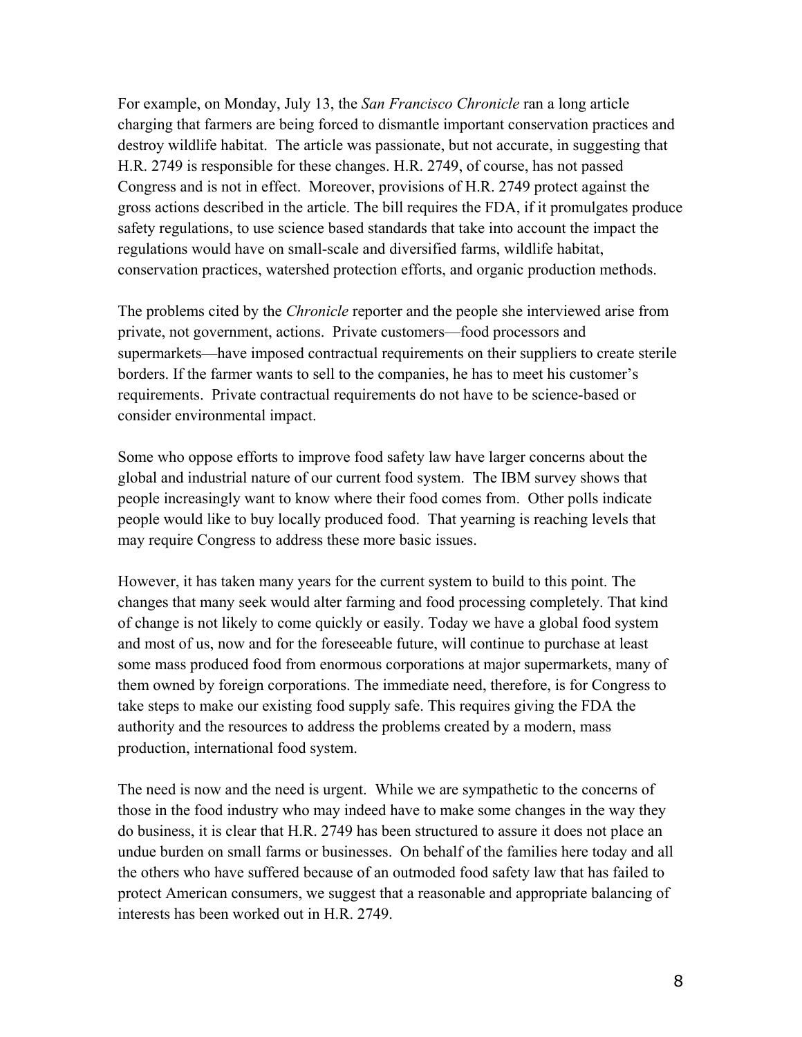For example, on Monday, July 13, the *San Francisco Chronicle* ran a long article charging that farmers are being forced to dismantle important conservation practices and destroy wildlife habitat. The article was passionate, but not accurate, in suggesting that H.R. 2749 is responsible for these changes. H.R. 2749, of course, has not passed Congress and is not in effect. Moreover, provisions of H.R. 2749 protect against the gross actions described in the article. The bill requires the FDA, if it promulgates produce safety regulations, to use science based standards that take into account the impact the regulations would have on small-scale and diversified farms, wildlife habitat, conservation practices, watershed protection efforts, and organic production methods.

The problems cited by the *Chronicle* reporter and the people she interviewed arise from private, not government, actions. Private customers—food processors and supermarkets—have imposed contractual requirements on their suppliers to create sterile borders. If the farmer wants to sell to the companies, he has to meet his customer's requirements. Private contractual requirements do not have to be science-based or consider environmental impact.

Some who oppose efforts to improve food safety law have larger concerns about the global and industrial nature of our current food system. The IBM survey shows that people increasingly want to know where their food comes from. Other polls indicate people would like to buy locally produced food. That yearning is reaching levels that may require Congress to address these more basic issues.

However, it has taken many years for the current system to build to this point. The changes that many seek would alter farming and food processing completely. That kind of change is not likely to come quickly or easily. Today we have a global food system and most of us, now and for the foreseeable future, will continue to purchase at least some mass produced food from enormous corporations at major supermarkets, many of them owned by foreign corporations. The immediate need, therefore, is for Congress to take steps to make our existing food supply safe. This requires giving the FDA the authority and the resources to address the problems created by a modern, mass production, international food system.

The need is now and the need is urgent. While we are sympathetic to the concerns of those in the food industry who may indeed have to make some changes in the way they do business, it is clear that H.R. 2749 has been structured to assure it does not place an undue burden on small farms or businesses. On behalf of the families here today and all the others who have suffered because of an outmoded food safety law that has failed to protect American consumers, we suggest that a reasonable and appropriate balancing of interests has been worked out in H.R. 2749.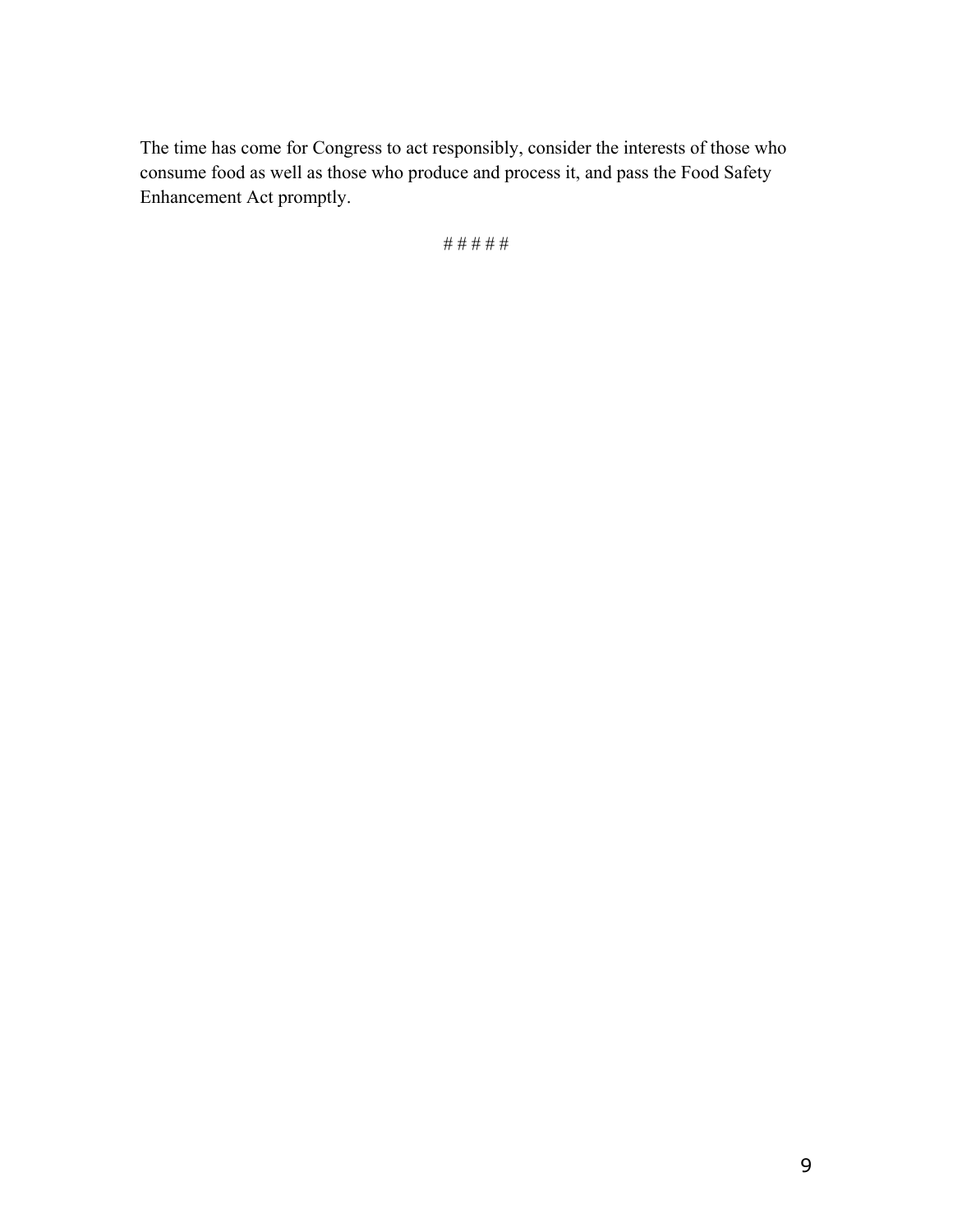The time has come for Congress to act responsibly, consider the interests of those who consume food as well as those who produce and process it, and pass the Food Safety Enhancement Act promptly.

# # # # #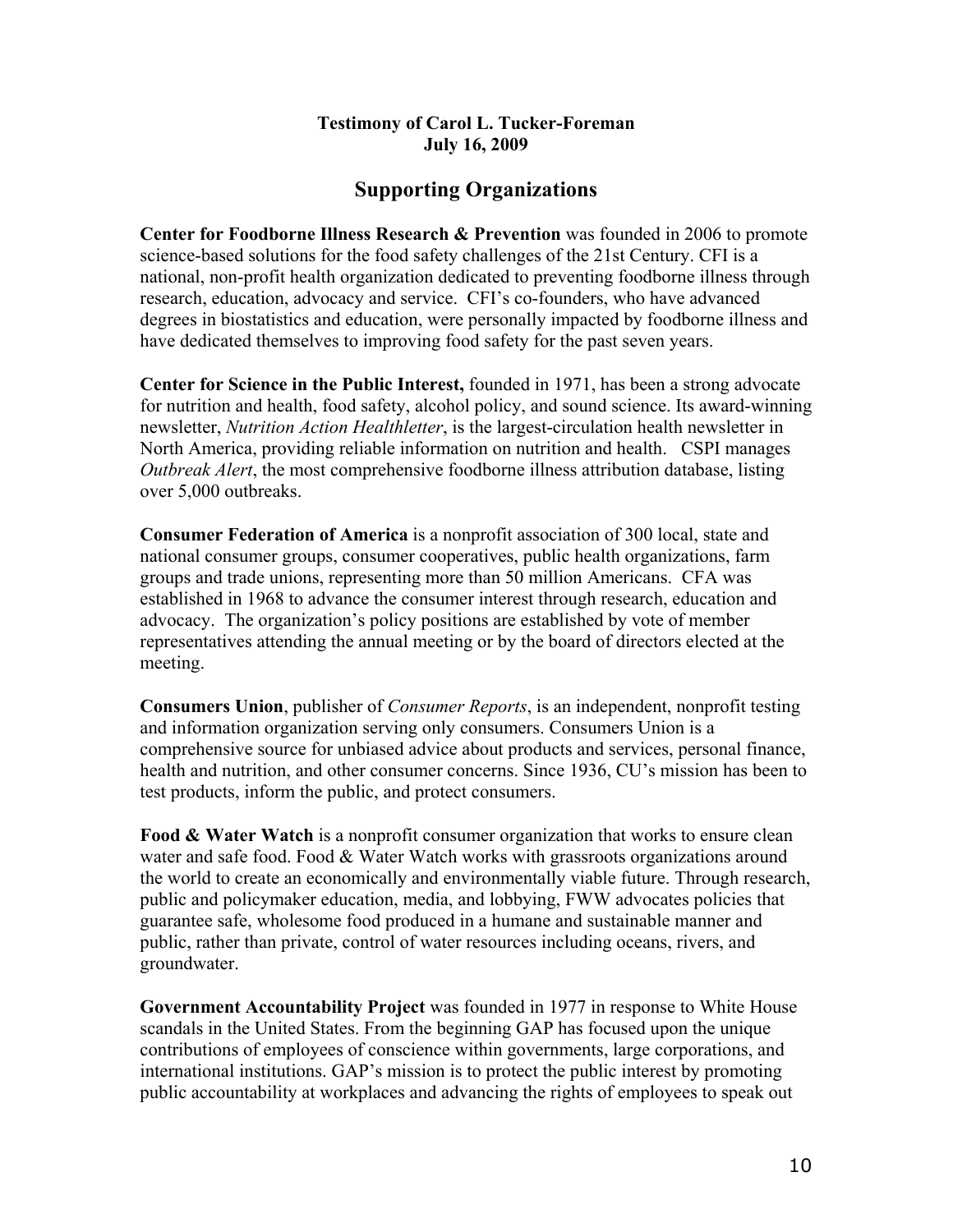**Testimony of Carol L. Tucker-Foreman**
**July 16, 2009**

## Supporting Organizations

**Center for Foodborne Illness Research & Prevention** was founded in 2006 to promote science-based solutions for the food safety challenges of the 21st Century. CFI is a national, non-profit health organization dedicated to preventing foodborne illness through research, education, advocacy and service. CFI's co-founders, who have advanced degrees in biostatistics and education, were personally impacted by foodborne illness and have dedicated themselves to improving food safety for the past seven years.

**Center for Science in the Public Interest,** founded in 1971, has been a strong advocate for nutrition and health, food safety, alcohol policy, and sound science. Its award-winning newsletter, *Nutrition Action Healthletter*, is the largest-circulation health newsletter in North America, providing reliable information on nutrition and health. CSPI manages *Outbreak Alert*, the most comprehensive foodborne illness attribution database, listing over 5,000 outbreaks.

**Consumer Federation of America** is a nonprofit association of 300 local, state and national consumer groups, consumer cooperatives, public health organizations, farm groups and trade unions, representing more than 50 million Americans. CFA was established in 1968 to advance the consumer interest through research, education and advocacy. The organization's policy positions are established by vote of member representatives attending the annual meeting or by the board of directors elected at the meeting.

**Consumers Union**, publisher of *Consumer Reports*, is an independent, nonprofit testing and information organization serving only consumers. Consumers Union is a comprehensive source for unbiased advice about products and services, personal finance, health and nutrition, and other consumer concerns. Since 1936, CU's mission has been to test products, inform the public, and protect consumers.

**Food & Water Watch** is a nonprofit consumer organization that works to ensure clean water and safe food. Food & Water Watch works with grassroots organizations around the world to create an economically and environmentally viable future. Through research, public and policymaker education, media, and lobbying, FWW advocates policies that guarantee safe, wholesome food produced in a humane and sustainable manner and public, rather than private, control of water resources including oceans, rivers, and groundwater.

**Government Accountability Project** was founded in 1977 in response to White House scandals in the United States. From the beginning GAP has focused upon the unique contributions of employees of conscience within governments, large corporations, and international institutions. GAP's mission is to protect the public interest by promoting public accountability at workplaces and advancing the rights of employees to speak out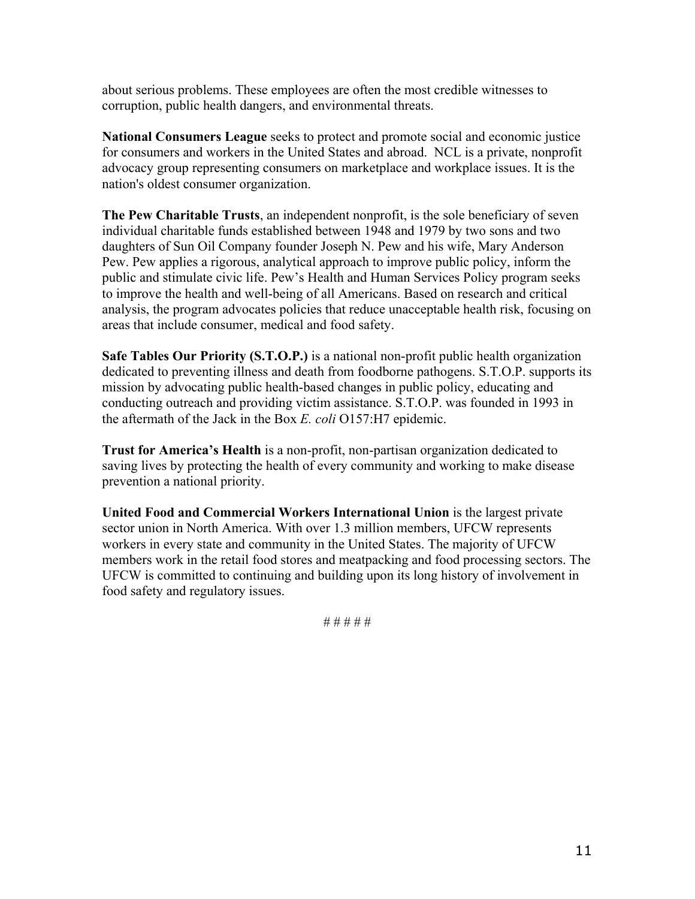about serious problems. These employees are often the most credible witnesses to corruption, public health dangers, and environmental threats.

**National Consumers League** seeks to protect and promote social and economic justice for consumers and workers in the United States and abroad. NCL is a private, nonprofit advocacy group representing consumers on marketplace and workplace issues. It is the nation's oldest consumer organization.

**The Pew Charitable Trusts**, an independent nonprofit, is the sole beneficiary of seven individual charitable funds established between 1948 and 1979 by two sons and two daughters of Sun Oil Company founder Joseph N. Pew and his wife, Mary Anderson Pew. Pew applies a rigorous, analytical approach to improve public policy, inform the public and stimulate civic life. Pew's Health and Human Services Policy program seeks to improve the health and well-being of all Americans. Based on research and critical analysis, the program advocates policies that reduce unacceptable health risk, focusing on areas that include consumer, medical and food safety.

**Safe Tables Our Priority (S.T.O.P.)** is a national non-profit public health organization dedicated to preventing illness and death from foodborne pathogens. S.T.O.P. supports its mission by advocating public health-based changes in public policy, educating and conducting outreach and providing victim assistance. S.T.O.P. was founded in 1993 in the aftermath of the Jack in the Box *E. coli* O157:H7 epidemic.

**Trust for America's Health** is a non-profit, non-partisan organization dedicated to saving lives by protecting the health of every community and working to make disease prevention a national priority.

**United Food and Commercial Workers International Union** is the largest private sector union in North America. With over 1.3 million members, UFCW represents workers in every state and community in the United States. The majority of UFCW members work in the retail food stores and meatpacking and food processing sectors. The UFCW is committed to continuing and building upon its long history of involvement in food safety and regulatory issues.

# # # # #